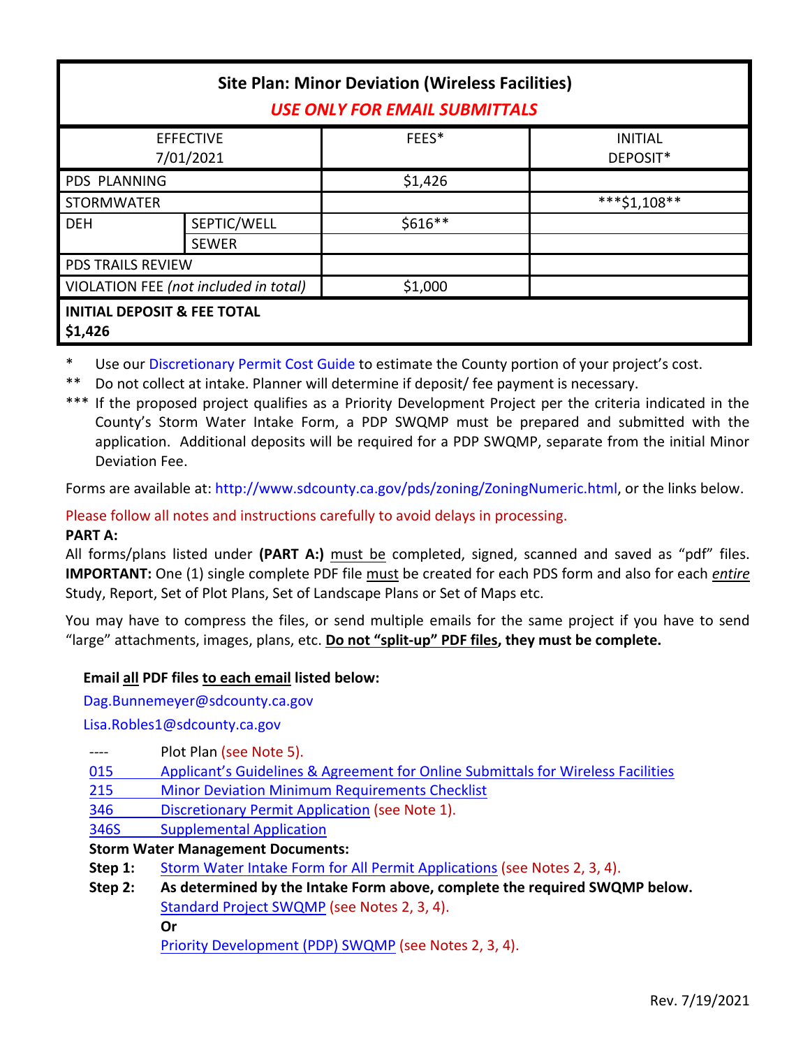| Site Plan: Minor Deviation (Wireless Facilities) *USE ONLY FOR EMAIL SUBMITTALS* | | | |
|---|---|---|---|
| EFFECTIVE 7/01/2021 | | FEES* | INITIAL DEPOSIT* |
| PDS PLANNING | | $1,426 | |
| STORMWATER | | | ***$1,108** |
| DEH | SEPTIC/WELL | $616** | |
| | SEWER | | |
| PDS TRAILS REVIEW | | | |
| VIOLATION FEE *(not included in total)* | | $1,000 | |
| **INITIAL DEPOSIT & FEE TOTAL $1,426** | | | |

\* Use our Discretionary Permit Cost Guide to estimate the County portion of your project's cost.

\** Do not collect at intake. Planner will determine if deposit/ fee payment is necessary.

\*** If the proposed project qualifies as a Priority Development Project per the criteria indicated in the County's Storm Water Intake Form, a PDP SWQMP must be prepared and submitted with the application. Additional deposits will be required for a PDP SWQMP, separate from the initial Minor Deviation Fee.

Forms are available at: http://www.sdcounty.ca.gov/pds/zoning/ZoningNumeric.html, or the links below.

Please follow all notes and instructions carefully to avoid delays in processing.

**PART A:**

All forms/plans listed under **(PART A:)** must be completed, signed, scanned and saved as "pdf" files. **IMPORTANT:** One (1) single complete PDF file must be created for each PDS form and also for each *entire* Study, Report, Set of Plot Plans, Set of Landscape Plans or Set of Maps etc.

You may have to compress the files, or send multiple emails for the same project if you have to send "large" attachments, images, plans, etc. **Do not "split-up" PDF files, they must be complete.**

**Email all PDF files to each email listed below:**

Dag.Bunnemeyer@sdcounty.ca.gov

Lisa.Robles1@sdcounty.ca.gov

- ---- Plot Plan (see Note 5).
- 015 Applicant's Guidelines & Agreement for Online Submittals for Wireless Facilities
- 215 Minor Deviation Minimum Requirements Checklist
- 346 Discretionary Permit Application (see Note 1).
- 346S Supplemental Application

**Storm Water Management Documents:**

**Step 1:** Storm Water Intake Form for All Permit Applications (see Notes 2, 3, 4).

**Step 2:** **As determined by the Intake Form above, complete the required SWQMP below.**

Standard Project SWQMP (see Notes 2, 3, 4).

**Or**

Priority Development (PDP) SWQMP (see Notes 2, 3, 4).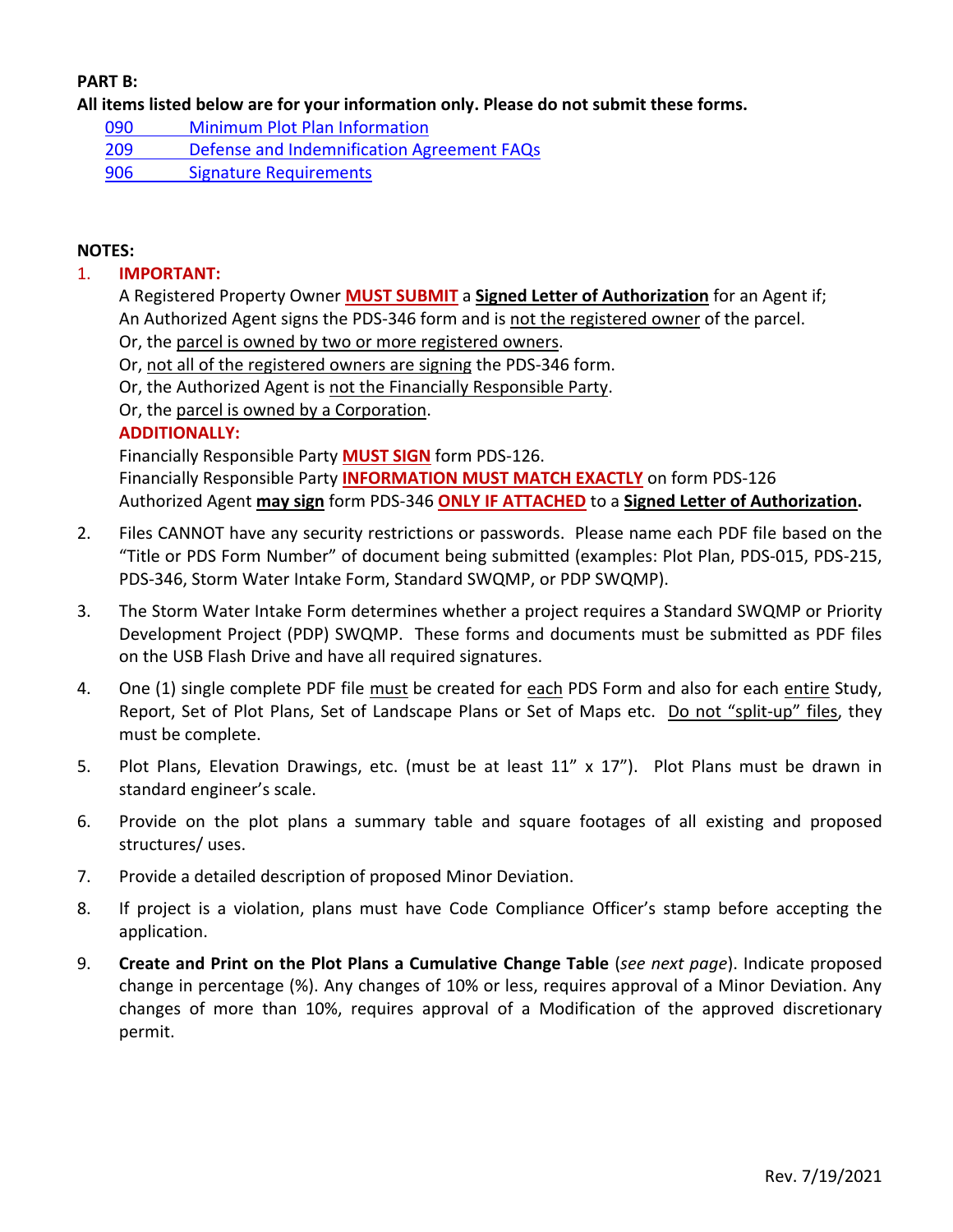**PART B:**

**All items listed below are for your information only. Please do not submit these forms.**

- 090 Minimum Plot Plan Information
- 209 Defense and Indemnification Agreement FAQs
- 906 Signature Requirements

**NOTES:**

1. **IMPORTANT:**
   A Registered Property Owner **MUST SUBMIT** a **Signed Letter of Authorization** for an Agent if;
   An Authorized Agent signs the PDS-346 form and is not the registered owner of the parcel.
   Or, the parcel is owned by two or more registered owners.
   Or, not all of the registered owners are signing the PDS-346 form.
   Or, the Authorized Agent is not the Financially Responsible Party.
   Or, the parcel is owned by a Corporation.
   **ADDITIONALLY:**
   Financially Responsible Party **MUST SIGN** form PDS-126.
   Financially Responsible Party **INFORMATION MUST MATCH EXACTLY** on form PDS-126
   Authorized Agent **may sign** form PDS-346 **ONLY IF ATTACHED** to a **Signed Letter of Authorization.**

2. Files CANNOT have any security restrictions or passwords. Please name each PDF file based on the "Title or PDS Form Number" of document being submitted (examples: Plot Plan, PDS-015, PDS-215, PDS-346, Storm Water Intake Form, Standard SWQMP, or PDP SWQMP).

3. The Storm Water Intake Form determines whether a project requires a Standard SWQMP or Priority Development Project (PDP) SWQMP. These forms and documents must be submitted as PDF files on the USB Flash Drive and have all required signatures.

4. One (1) single complete PDF file must be created for each PDS Form and also for each entire Study, Report, Set of Plot Plans, Set of Landscape Plans or Set of Maps etc. Do not "split-up" files, they must be complete.

5. Plot Plans, Elevation Drawings, etc. (must be at least 11" x 17"). Plot Plans must be drawn in standard engineer's scale.

6. Provide on the plot plans a summary table and square footages of all existing and proposed structures/ uses.

7. Provide a detailed description of proposed Minor Deviation.

8. If project is a violation, plans must have Code Compliance Officer's stamp before accepting the application.

9. **Create and Print on the Plot Plans a Cumulative Change Table** (*see next page*). Indicate proposed change in percentage (%). Any changes of 10% or less, requires approval of a Minor Deviation. Any changes of more than 10%, requires approval of a Modification of the approved discretionary permit.

Rev. 7/19/2021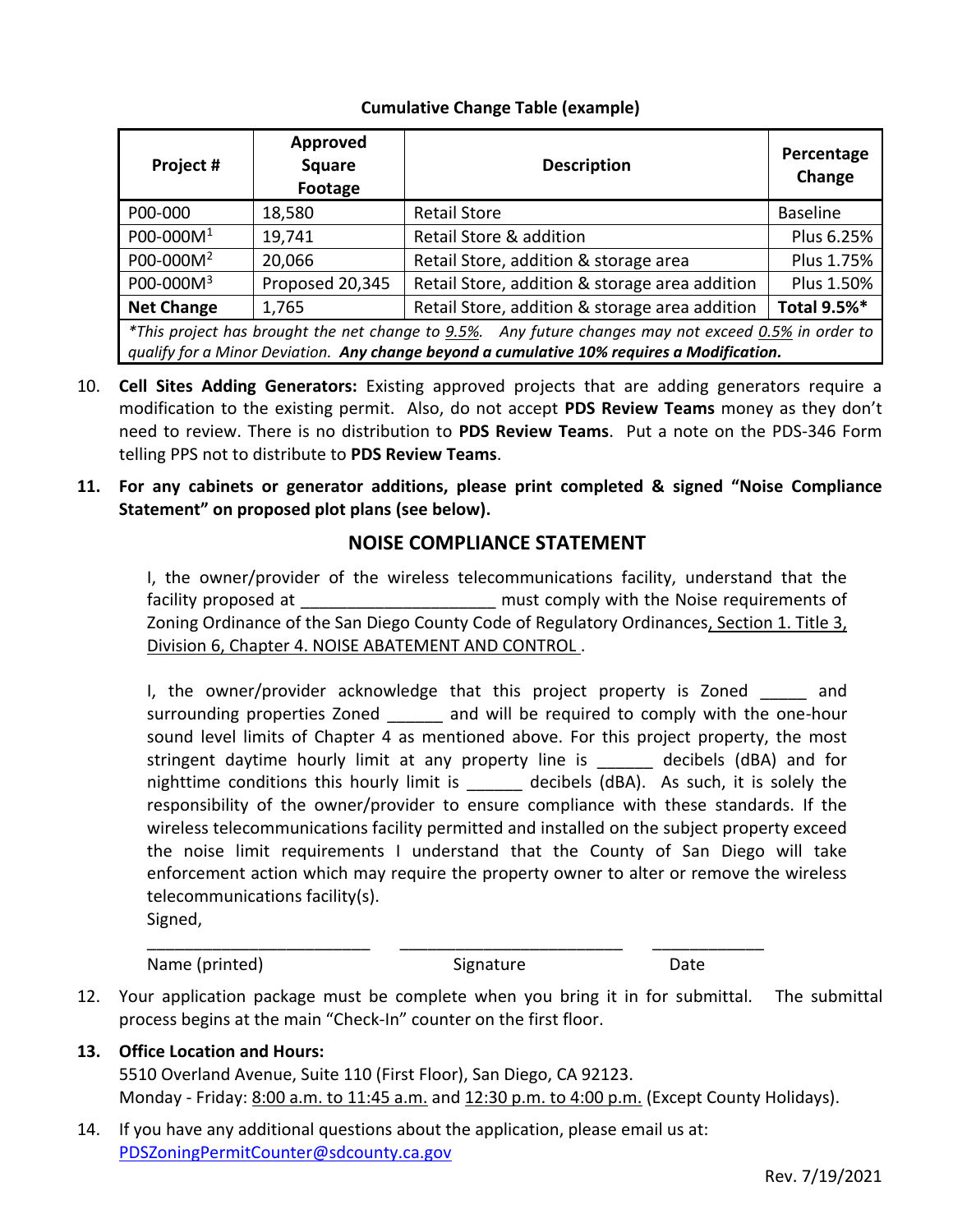**Cumulative Change Table (example)**

| Project # | Approved Square Footage | Description | Percentage Change |
|---|---|---|---|
| P00-000 | 18,580 | Retail Store | Baseline |
| P00-000M[1] | 19,741 | Retail Store & addition | Plus 6.25% |
| P00-000M[2] | 20,066 | Retail Store, addition & storage area | Plus 1.75% |
| P00-000M[3] | Proposed 20,345 | Retail Store, addition & storage area addition | Plus 1.50% |
| **Net Change** | 1,765 | Retail Store, addition & storage area addition | **Total 9.5%*** |
| *\*This project has brought the net change to 9.5%. Any future changes may not exceed 0.5% in order to qualify for a Minor Deviation.* ***Any change beyond a cumulative 10% requires a Modification.*** | | | |

10. **Cell Sites Adding Generators:** Existing approved projects that are adding generators require a modification to the existing permit. Also, do not accept **PDS Review Teams** money as they don't need to review. There is no distribution to **PDS Review Teams**. Put a note on the PDS-346 Form telling PPS not to distribute to **PDS Review Teams**.

11. **For any cabinets or generator additions, please print completed & signed "Noise Compliance Statement" on proposed plot plans (see below).**

## NOISE COMPLIANCE STATEMENT

I, the owner/provider of the wireless telecommunications facility, understand that the facility proposed at ____________________ must comply with the Noise requirements of Zoning Ordinance of the San Diego County Code of Regulatory Ordinances, Section 1. Title 3, Division 6, Chapter 4. NOISE ABATEMENT AND CONTROL .

I, the owner/provider acknowledge that this project property is Zoned _____ and surrounding properties Zoned ______ and will be required to comply with the one-hour sound level limits of Chapter 4 as mentioned above. For this project property, the most stringent daytime hourly limit at any property line is ______ decibels (dBA) and for nighttime conditions this hourly limit is ______ decibels (dBA). As such, it is solely the responsibility of the owner/provider to ensure compliance with these standards. If the wireless telecommunications facility permitted and installed on the subject property exceed the noise limit requirements I understand that the County of San Diego will take enforcement action which may require the property owner to alter or remove the wireless telecommunications facility(s).

Signed,

________________________ ________________________ ____________

Name (printed) Signature Date

12. Your application package must be complete when you bring it in for submittal. The submittal process begins at the main "Check-In" counter on the first floor.

13. **Office Location and Hours:**
    5510 Overland Avenue, Suite 110 (First Floor), San Diego, CA 92123.
    Monday - Friday: 8:00 a.m. to 11:45 a.m. and 12:30 p.m. to 4:00 p.m. (Except County Holidays).

14. If you have any additional questions about the application, please email us at: PDSZoningPermitCounter@sdcounty.ca.gov

Rev. 7/19/2021